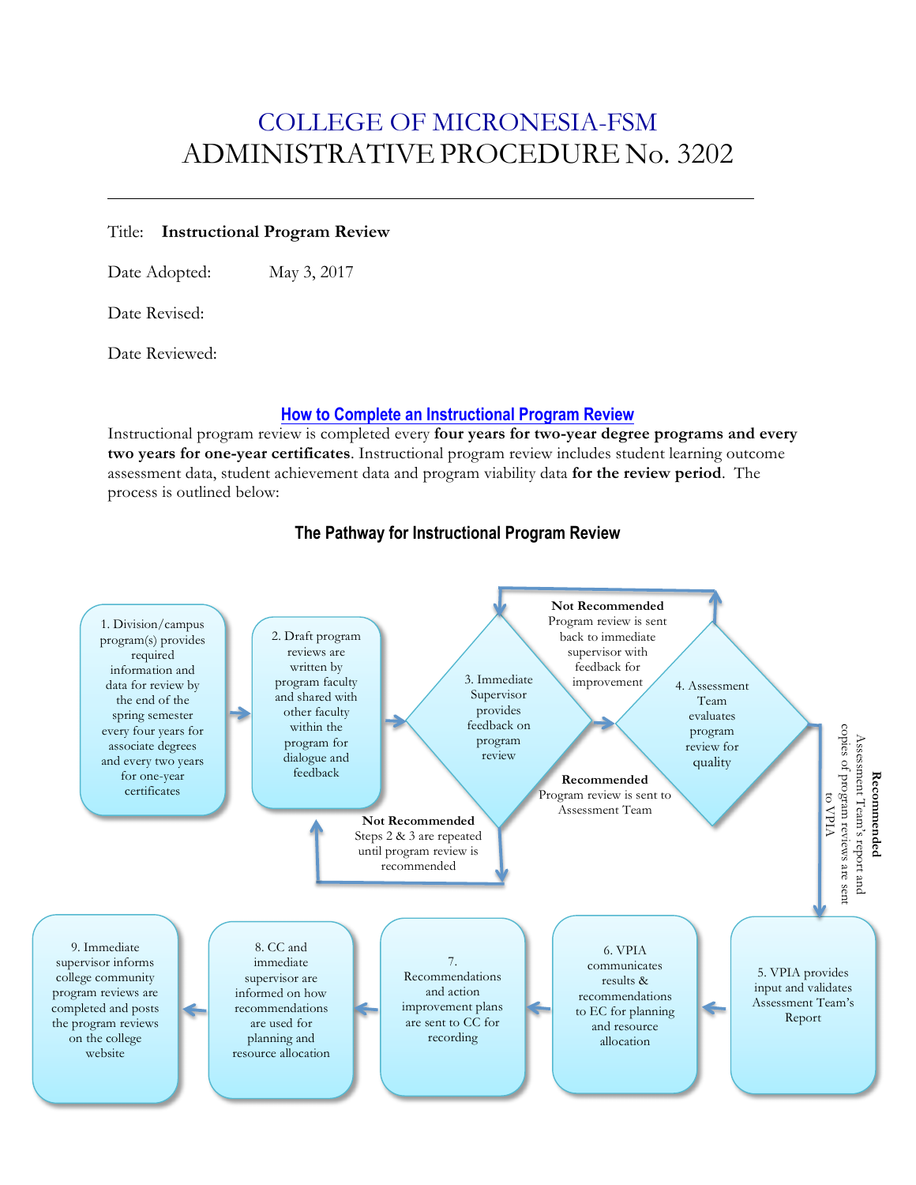# COLLEGE OF MICRONESIA-FSM
# ADMINISTRATIVE PROCEDURE No. 3202

Title: **Instructional Program Review**

Date Adopted: May 3, 2017

Date Revised:

Date Reviewed:

## How to Complete an Instructional Program Review

Instructional program review is completed every **four years for two-year degree programs and every two years for one-year certificates**. Instructional program review includes student learning outcome assessment data, student achievement data and program viability data **for the review period**. The process is outlined below:

### The Pathway for Instructional Program Review

1. Division/campus program(s) provides required information and data for review by the end of the spring semester every four years for associate degrees and every two years for one-year certificates
2. Draft program reviews are written by program faculty and shared with other faculty within the program for dialogue and feedback
3. Immediate Supervisor provides feedback on program review
   - **Not Recommended** Steps 2 & 3 are repeated until program review is recommended
   - **Recommended** Program review is sent to Assessment Team
4. Assessment Team evaluates program review for quality
   - **Not Recommended** Program review is sent back to immediate supervisor with feedback for improvement
   - **Recommended** Assessment Team's report and copies of program reviews are sent to VPIA
5. VPIA provides input and validates Assessment Team's Report
6. VPIA communicates results & recommendations to EC for planning and resource allocation
7. Recommendations and action improvement plans are sent to CC for recording
8. CC and immediate supervisor are informed on how recommendations are used for planning and resource allocation
9. Immediate supervisor informs college community program reviews are completed and posts the program reviews on the college website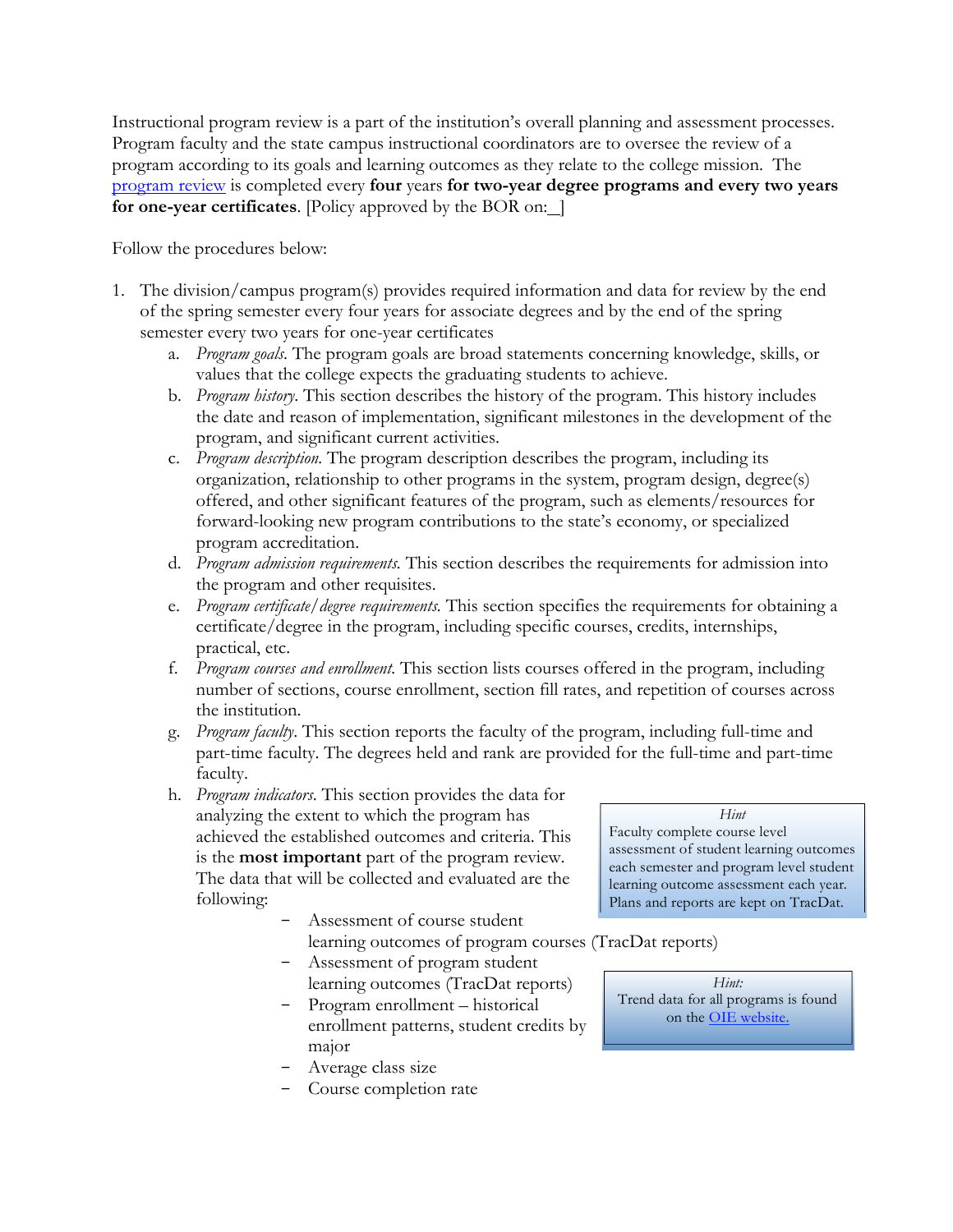Instructional program review is a part of the institution's overall planning and assessment processes. Program faculty and the state campus instructional coordinators are to oversee the review of a program according to its goals and learning outcomes as they relate to the college mission. The program review is completed every **four** years **for two-year degree programs and every two years for one-year certificates**. [Policy approved by the BOR on:_]

Follow the procedures below:

1. The division/campus program(s) provides required information and data for review by the end of the spring semester every four years for associate degrees and by the end of the spring semester every two years for one-year certificates
   a. *Program goals*. The program goals are broad statements concerning knowledge, skills, or values that the college expects the graduating students to achieve.
   b. *Program history*. This section describes the history of the program. This history includes the date and reason of implementation, significant milestones in the development of the program, and significant current activities.
   c. *Program description*. The program description describes the program, including its organization, relationship to other programs in the system, program design, degree(s) offered, and other significant features of the program, such as elements/resources for forward-looking new program contributions to the state's economy, or specialized program accreditation.
   d. *Program admission requirements*. This section describes the requirements for admission into the program and other requisites.
   e. *Program certificate/degree requirements*. This section specifies the requirements for obtaining a certificate/degree in the program, including specific courses, credits, internships, practical, etc.
   f. *Program courses and enrollment*. This section lists courses offered in the program, including number of sections, course enrollment, section fill rates, and repetition of courses across the institution.
   g. *Program faculty*. This section reports the faculty of the program, including full-time and part-time faculty. The degrees held and rank are provided for the full-time and part-time faculty.
   h. *Program indicators*. This section provides the data for analyzing the extent to which the program has achieved the established outcomes and criteria. This is the **most important** part of the program review. The data that will be collected and evaluated are the following:
      - Assessment of course student learning outcomes of program courses (TracDat reports)
      - Assessment of program student learning outcomes (TracDat reports)
      - Program enrollment – historical enrollment patterns, student credits by major
      - Average class size
      - Course completion rate

> *Hint*
> Faculty complete course level assessment of student learning outcomes each semester and program level student learning outcome assessment each year. Plans and reports are kept on TracDat.

> *Hint:*
> Trend data for all programs is found on the OIE website.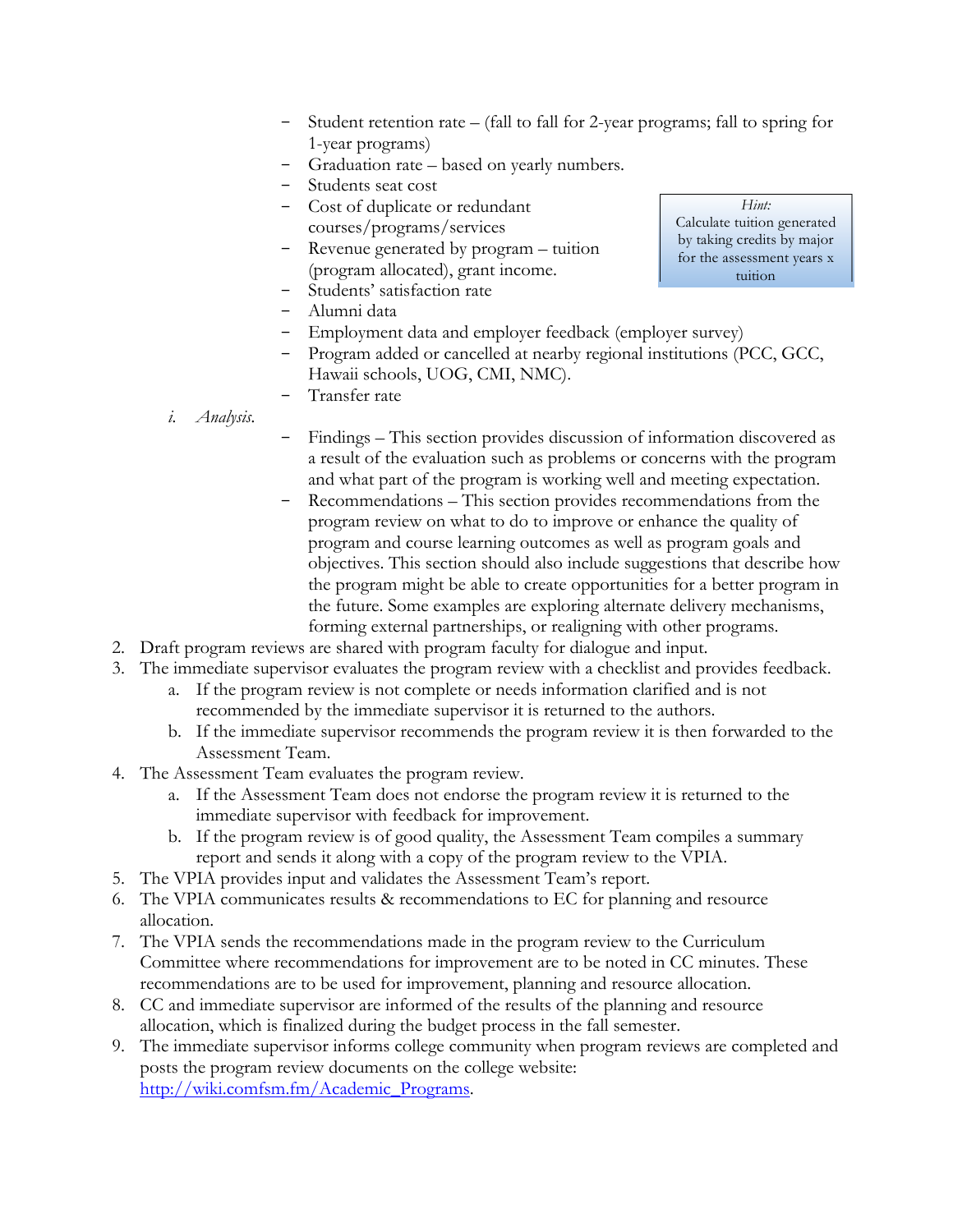- Student retention rate – (fall to fall for 2-year programs; fall to spring for 1-year programs)
- Graduation rate – based on yearly numbers.
- Students seat cost
- Cost of duplicate or redundant courses/programs/services
- Revenue generated by program – tuition (program allocated), grant income.
- Students' satisfaction rate
- Alumni data
- Employment data and employer feedback (employer survey)
- Program added or cancelled at nearby regional institutions (PCC, GCC, Hawaii schools, UOG, CMI, NMC).
- Transfer rate

> *Hint:*
> Calculate tuition generated by taking credits by major for the assessment years x tuition

i. *Analysis.*

- Findings – This section provides discussion of information discovered as a result of the evaluation such as problems or concerns with the program and what part of the program is working well and meeting expectation.
- Recommendations – This section provides recommendations from the program review on what to do to improve or enhance the quality of program and course learning outcomes as well as program goals and objectives. This section should also include suggestions that describe how the program might be able to create opportunities for a better program in the future. Some examples are exploring alternate delivery mechanisms, forming external partnerships, or realigning with other programs.

2. Draft program reviews are shared with program faculty for dialogue and input.
3. The immediate supervisor evaluates the program review with a checklist and provides feedback.
   a. If the program review is not complete or needs information clarified and is not recommended by the immediate supervisor it is returned to the authors.
   b. If the immediate supervisor recommends the program review it is then forwarded to the Assessment Team.
4. The Assessment Team evaluates the program review.
   a. If the Assessment Team does not endorse the program review it is returned to the immediate supervisor with feedback for improvement.
   b. If the program review is of good quality, the Assessment Team compiles a summary report and sends it along with a copy of the program review to the VPIA.
5. The VPIA provides input and validates the Assessment Team's report.
6. The VPIA communicates results & recommendations to EC for planning and resource allocation.
7. The VPIA sends the recommendations made in the program review to the Curriculum Committee where recommendations for improvement are to be noted in CC minutes. These recommendations are to be used for improvement, planning and resource allocation.
8. CC and immediate supervisor are informed of the results of the planning and resource allocation, which is finalized during the budget process in the fall semester.
9. The immediate supervisor informs college community when program reviews are completed and posts the program review documents on the college website: [http://wiki.comfsm.fm/Academic_Programs](http://wiki.comfsm.fm/Academic_Programs).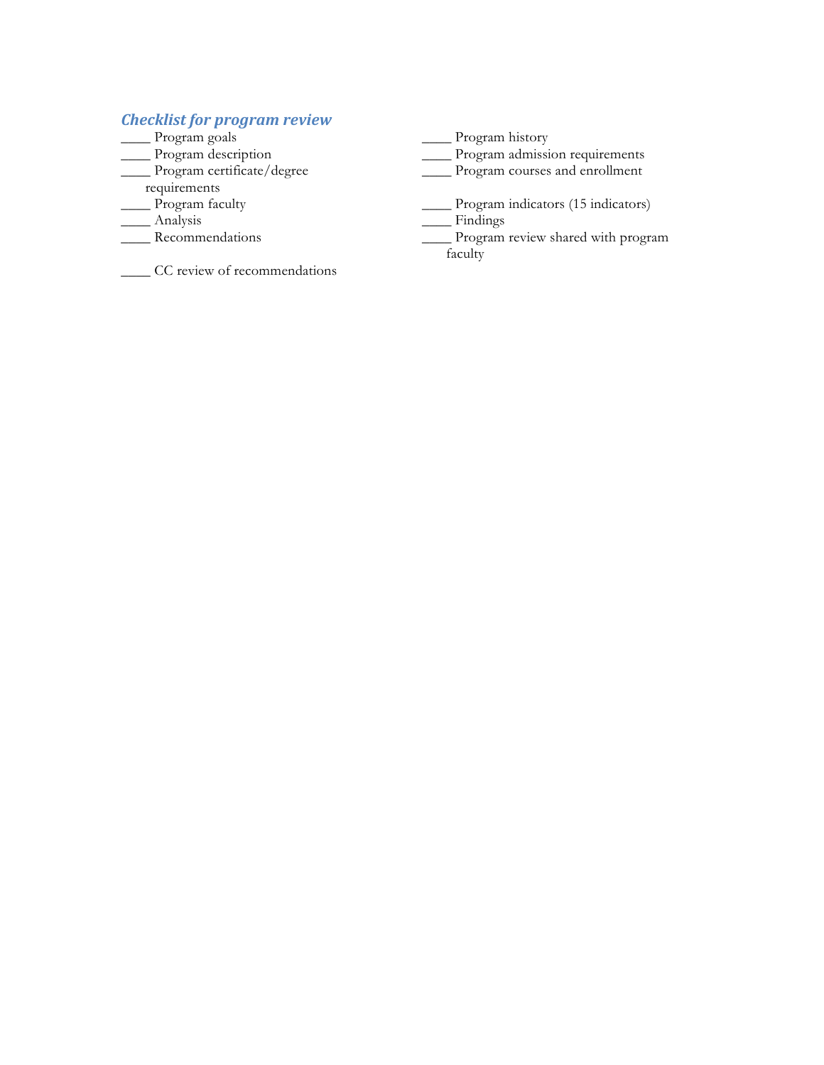### *Checklist for program review*

____ Program goals

____ Program description

____ Program certificate/degree requirements

____ Program faculty

____ Analysis

____ Recommendations

____ CC review of recommendations

____ Program history

____ Program admission requirements

____ Program courses and enrollment

____ Program indicators (15 indicators)

____ Findings

____ Program review shared with program faculty